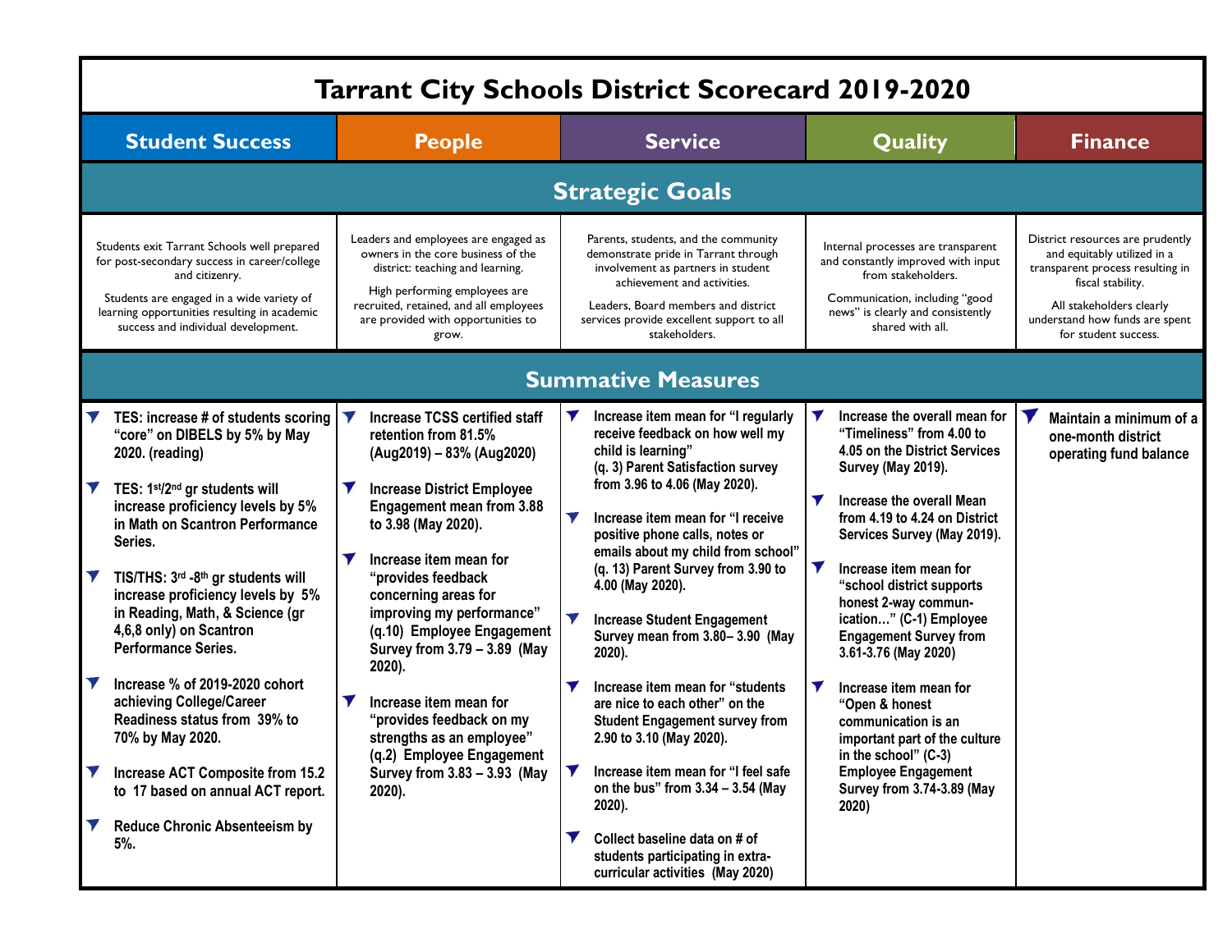# Tarrant City Schools District Scorecard 2019-2020

| Student Success | People | Service | Quality | Finance |
|---|---|---|---|---|
| **Strategic Goals** | | | | |
| Students exit Tarrant Schools well prepared for post-secondary success in career/college and citizenry.<br><br>Students are engaged in a wide variety of learning opportunities resulting in academic success and individual development. | Leaders and employees are engaged as owners in the core business of the district: teaching and learning.<br><br>High performing employees are recruited, retained, and all employees are provided with opportunities to grow. | Parents, students, and the community demonstrate pride in Tarrant through involvement as partners in student achievement and activities.<br><br>Leaders, Board members and district services provide excellent support to all stakeholders. | Internal processes are transparent and constantly improved with input from stakeholders.<br><br>Communication, including "good news" is clearly and consistently shared with all. | District resources are prudently and equitably utilized in a transparent process resulting in fiscal stability.<br><br>All stakeholders clearly understand how funds are spent for student success. |
| **Summative Measures** | | | | |
| • **TES: increase # of students scoring "core" on DIBELS by 5% by May 2020. (reading)**<br>• **TES: 1st/2nd gr students will increase proficiency levels by 5% in Math on Scantron Performance Series.**<br>• **TIS/THS: 3rd -8th gr students will increase proficiency levels by 5% in Reading, Math, & Science (gr 4,6,8 only) on Scantron Performance Series.**<br>• **Increase % of 2019-2020 cohort achieving College/Career Readiness status from 39% to 70% by May 2020.**<br>• **Increase ACT Composite from 15.2 to 17 based on annual ACT report.**<br>• **Reduce Chronic Absenteeism by 5%.** | • **Increase TCSS certified staff retention from 81.5% (Aug2019) – 83% (Aug2020)**<br>• **Increase District Employee Engagement mean from 3.88 to 3.98 (May 2020).**<br>• **Increase item mean for "provides feedback concerning areas for improving my performance" (q.10) Employee Engagement Survey from 3.79 – 3.89 (May 2020).**<br>• **Increase item mean for "provides feedback on my strengths as an employee" (q.2) Employee Engagement Survey from 3.83 – 3.93 (May 2020).** | • **Increase item mean for "I regularly receive feedback on how well my child is learning" (q. 3) Parent Satisfaction survey from 3.96 to 4.06 (May 2020).**<br>• **Increase item mean for "I receive positive phone calls, notes or emails about my child from school" (q. 13) Parent Survey from 3.90 to 4.00 (May 2020).**<br>• **Increase Student Engagement Survey mean from 3.80– 3.90 (May 2020).**<br>• **Increase item mean for "students are nice to each other" on the Student Engagement survey from 2.90 to 3.10 (May 2020).**<br>• **Increase item mean for "I feel safe on the bus" from 3.34 – 3.54 (May 2020).**<br>• **Collect baseline data on # of students participating in extra-curricular activities (May 2020)** | • **Increase the overall mean for "Timeliness" from 4.00 to 4.05 on the District Services Survey (May 2019).**<br>• **Increase the overall Mean from 4.19 to 4.24 on District Services Survey (May 2019).**<br>• **Increase item mean for "school district supports honest 2-way commun-ication…" (C-1) Employee Engagement Survey from 3.61-3.76 (May 2020)**<br>• **Increase item mean for "Open & honest communication is an important part of the culture in the school" (C-3) Employee Engagement Survey from 3.74-3.89 (May 2020)** | • **Maintain a minimum of a one-month district operating fund balance** |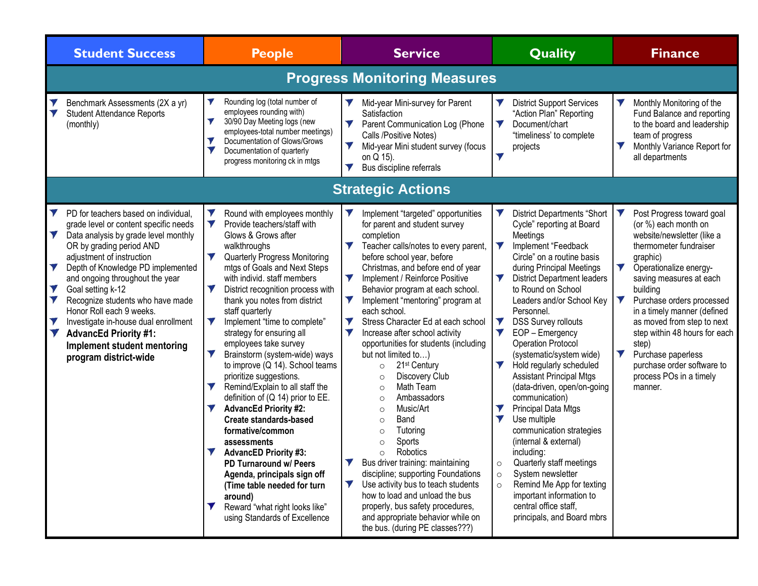| Student Success | People | Service | Quality | Finance |
|---|---|---|---|---|
| **Progress Monitoring Measures** | | | | |
| • Benchmark Assessments (2X a yr)<br>• Student Attendance Reports (monthly) | • Rounding log (total number of employees rounding with)<br>• 30/90 Day Meeting logs (new employees-total number meetings)<br>• Documentation of Glows/Grows<br>• Documentation of quarterly progress monitoring ck in mtgs | • Mid-year Mini-survey for Parent Satisfaction<br>• Parent Communication Log (Phone Calls /Positive Notes)<br>• Mid-year Mini student survey (focus on Q 15).<br>• Bus discipline referrals | • District Support Services "Action Plan" Reporting<br>• Document/chart "timeliness' to complete projects<br>• | • Monthly Monitoring of the Fund Balance and reporting to the board and leadership team of progress<br>• Monthly Variance Report for all departments |
| **Strategic Actions** | | | | |
| • PD for teachers based on individual, grade level or content specific needs<br>• Data analysis by grade level monthly OR by grading period AND adjustment of instruction<br>• Depth of Knowledge PD implemented and ongoing throughout the year<br>• Goal setting k-12<br>• Recognize students who have made Honor Roll each 9 weeks.<br>• Investigate in-house dual enrollment<br>• **AdvancEd Priority #1: Implement student mentoring program district-wide** | • Round with employees monthly<br>• Provide teachers/staff with Glows & Grows after walkthroughs<br>• Quarterly Progress Monitoring mtgs of Goals and Next Steps with individ. staff members<br>• District recognition process with thank you notes from district staff quarterly<br>• Implement "time to complete" strategy for ensuring all employees take survey<br>• Brainstorm (system-wide) ways to improve (Q 14). School teams prioritize suggestions.<br>• Remind/Explain to all staff the definition of (Q 14) prior to EE.<br>• **AdvancEd Priority #2: Create standards-based formative/common assessments**<br>• **AdvancED Priority #3: PD Turnaround w/ Peers Agenda, principals sign off (Time table needed for turn around)**<br>• Reward "what right looks like" using Standards of Excellence | • Implement "targeted" opportunities for parent and student survey completion<br>• Teacher calls/notes to every parent, before school year, before Christmas, and before end of year<br>• Implement / Reinforce Positive Behavior program at each school.<br>• Implement "mentoring" program at each school.<br>• Stress Character Ed at each school<br>• Increase after school activity opportunities for students (including but not limited to…)<br>&nbsp;&nbsp;○ 21st Century<br>&nbsp;&nbsp;○ Discovery Club<br>&nbsp;&nbsp;○ Math Team<br>&nbsp;&nbsp;○ Ambassadors<br>&nbsp;&nbsp;○ Music/Art<br>&nbsp;&nbsp;○ Band<br>&nbsp;&nbsp;○ Tutoring<br>&nbsp;&nbsp;○ Sports<br>&nbsp;&nbsp;○ Robotics<br>• Bus driver training: maintaining discipline; supporting Foundations<br>• Use activity bus to teach students how to load and unload the bus properly, bus safety procedures, and appropriate behavior while on the bus. (during PE classes???) | • District Departments "Short Cycle" reporting at Board Meetings<br>• Implement "Feedback Circle" on a routine basis during Principal Meetings<br>• District Department leaders to Round on School Leaders and/or School Key Personnel.<br>• DSS Survey rollouts<br>• EOP – Emergency Operation Protocol (systematic/system wide)<br>• Hold regularly scheduled Assistant Principal Mtgs (data-driven, open/on-going communication)<br>• Principal Data Mtgs<br>• Use multiple communication strategies (internal & external) including:<br>○ Quarterly staff meetings<br>○ System newsletter<br>○ Remind Me App for texting important information to central office staff, principals, and Board mbrs | • Post Progress toward goal (or %) each month on website/newsletter (like a thermometer fundraiser graphic)<br>• Operationalize energy-saving measures at each building<br>• Purchase orders processed in a timely manner (defined as moved from step to next step within 48 hours for each step)<br>• Purchase paperless purchase order software to process POs in a timely manner. |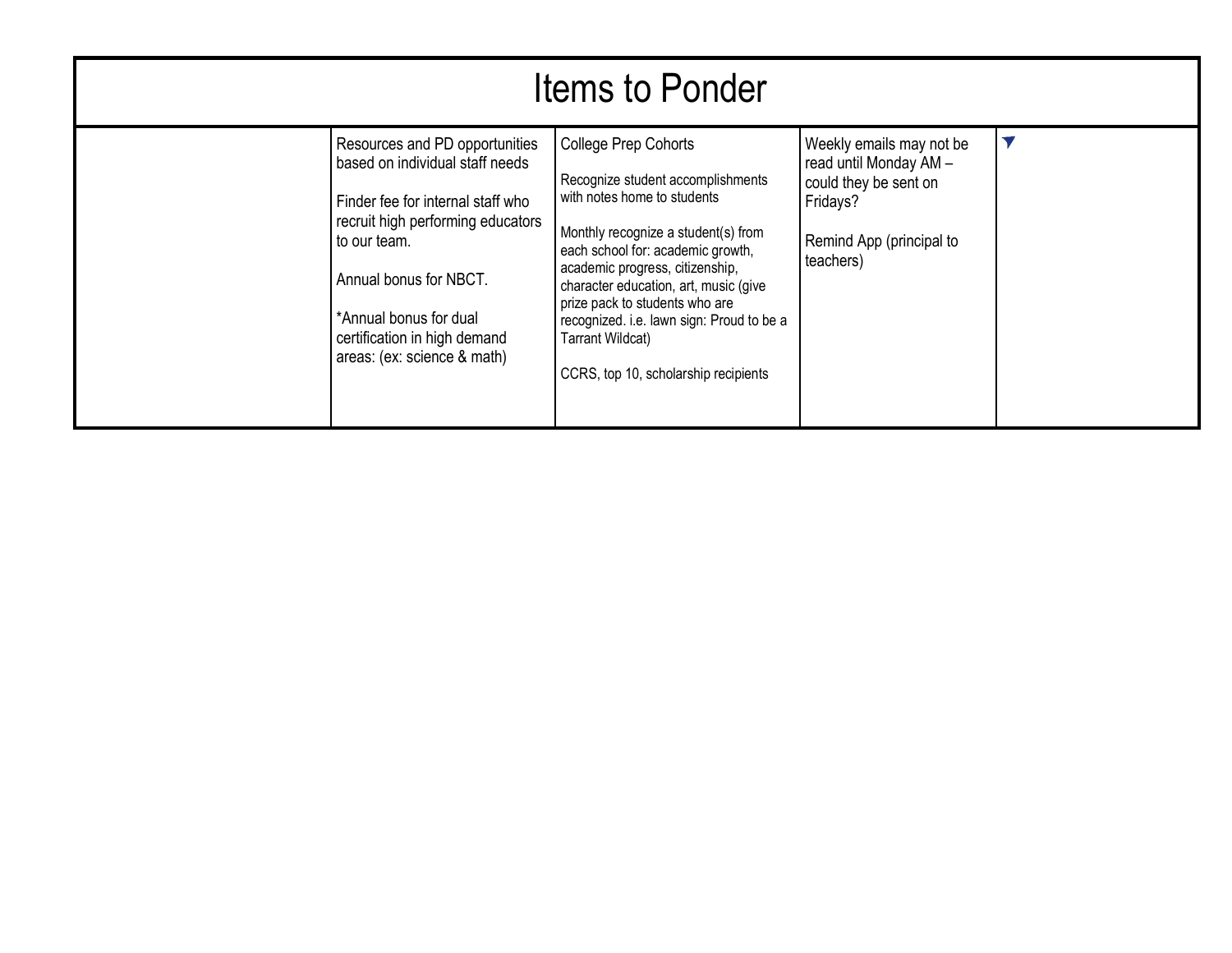# Items to Ponder

| | | | | |
|---|---|---|---|---|
| | Resources and PD opportunities based on individual staff needs<br><br>Finder fee for internal staff who recruit high performing educators to our team.<br><br>Annual bonus for NBCT.<br><br>*Annual bonus for dual certification in high demand areas: (ex: science & math) | College Prep Cohorts<br><br>Recognize student accomplishments with notes home to students<br><br>Monthly recognize a student(s) from each school for: academic growth, academic progress, citizenship, character education, art, music (give prize pack to students who are recognized. i.e. lawn sign: Proud to be a Tarrant Wildcat)<br><br>CCRS, top 10, scholarship recipients | Weekly emails may not be read until Monday AM – could they be sent on Fridays?<br><br>Remind App (principal to teachers) | |